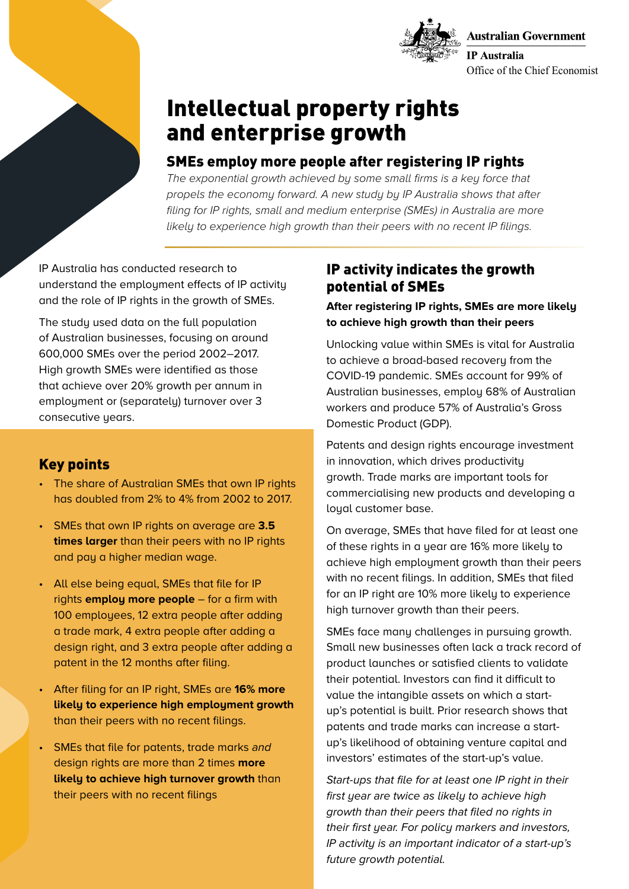Australian Government

IP Australia

Office of the Chief Economist

# Intellectual property rights and enterprise growth

## SMEs employ more people after registering IP rights

*The exponential growth achieved by some small firms is a key force that propels the economy forward. A new study by IP Australia shows that after filing for IP rights, small and medium enterprise (SMEs) in Australia are more likely to experience high growth than their peers with no recent IP filings.*

IP Australia has conducted research to understand the employment effects of IP activity and the role of IP rights in the growth of SMEs.

The study used data on the full population of Australian businesses, focusing on around 600,000 SMEs over the period 2002–2017. High growth SMEs were identified as those that achieve over 20% growth per annum in employment or (separately) turnover over 3 consecutive years.

### Key points

- The share of Australian SMEs that own IP rights has doubled from 2% to 4% from 2002 to 2017.
- SMEs that own IP rights on average are **3.5 times larger** than their peers with no IP rights and pay a higher median wage.
- All else being equal, SMEs that file for IP rights **employ more people** – for a firm with 100 employees, 12 extra people after adding a trade mark, 4 extra people after adding a design right, and 3 extra people after adding a patent in the 12 months after filing.
- After filing for an IP right, SMEs are **16% more likely to experience high employment growth** than their peers with no recent filings.
- SMEs that file for patents, trade marks *and* design rights are more than 2 times **more likely to achieve high turnover growth** than their peers with no recent filings

## IP activity indicates the growth potential of SMEs

**After registering IP rights, SMEs are more likely to achieve high growth than their peers**

Unlocking value within SMEs is vital for Australia to achieve a broad-based recovery from the COVID-19 pandemic. SMEs account for 99% of Australian businesses, employ 68% of Australian workers and produce 57% of Australia's Gross Domestic Product (GDP).

Patents and design rights encourage investment in innovation, which drives productivity growth. Trade marks are important tools for commercialising new products and developing a loyal customer base.

On average, SMEs that have filed for at least one of these rights in a year are 16% more likely to achieve high employment growth than their peers with no recent filings. In addition, SMEs that filed for an IP right are 10% more likely to experience high turnover growth than their peers.

SMEs face many challenges in pursuing growth. Small new businesses often lack a track record of product launches or satisfied clients to validate their potential. Investors can find it difficult to value the intangible assets on which a start-up's potential is built. Prior research shows that patents and trade marks can increase a start-up's likelihood of obtaining venture capital and investors' estimates of the start-up's value.

*Start-ups that file for at least one IP right in their first year are twice as likely to achieve high growth than their peers that filed no rights in their first year. For policy markers and investors, IP activity is an important indicator of a start-up's future growth potential.*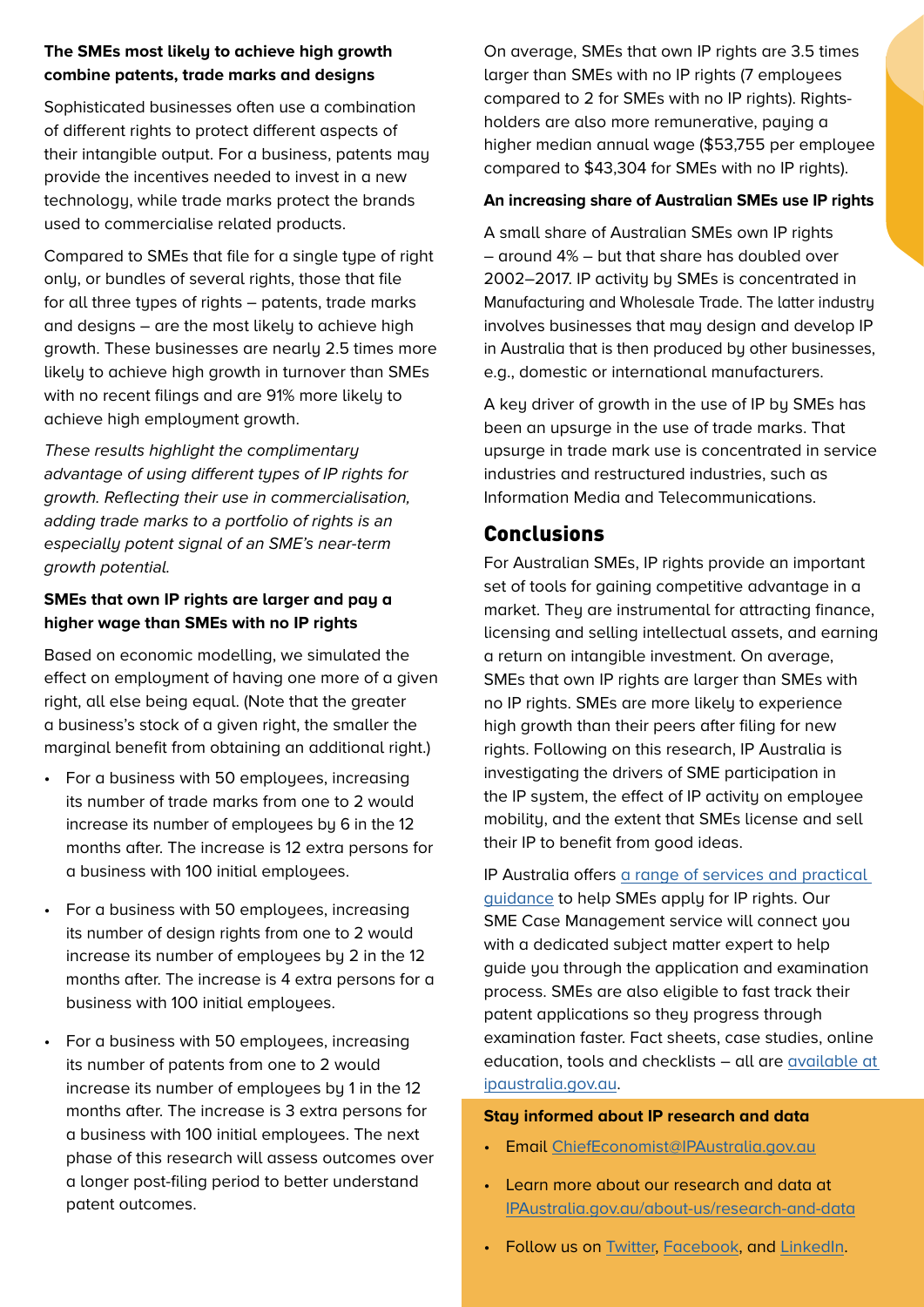**The SMEs most likely to achieve high growth combine patents, trade marks and designs**

Sophisticated businesses often use a combination of different rights to protect different aspects of their intangible output. For a business, patents may provide the incentives needed to invest in a new technology, while trade marks protect the brands used to commercialise related products.

Compared to SMEs that file for a single type of right only, or bundles of several rights, those that file for all three types of rights – patents, trade marks and designs – are the most likely to achieve high growth. These businesses are nearly 2.5 times more likely to achieve high growth in turnover than SMEs with no recent filings and are 91% more likely to achieve high employment growth.

*These results highlight the complimentary advantage of using different types of IP rights for growth. Reflecting their use in commercialisation, adding trade marks to a portfolio of rights is an especially potent signal of an SME's near-term growth potential.*

**SMEs that own IP rights are larger and pay a higher wage than SMEs with no IP rights**

Based on economic modelling, we simulated the effect on employment of having one more of a given right, all else being equal. (Note that the greater a business's stock of a given right, the smaller the marginal benefit from obtaining an additional right.)

- For a business with 50 employees, increasing its number of trade marks from one to 2 would increase its number of employees by 6 in the 12 months after. The increase is 12 extra persons for a business with 100 initial employees.
- For a business with 50 employees, increasing its number of design rights from one to 2 would increase its number of employees by 2 in the 12 months after. The increase is 4 extra persons for a business with 100 initial employees.
- For a business with 50 employees, increasing its number of patents from one to 2 would increase its number of employees by 1 in the 12 months after. The increase is 3 extra persons for a business with 100 initial employees. The next phase of this research will assess outcomes over a longer post-filing period to better understand patent outcomes.

On average, SMEs that own IP rights are 3.5 times larger than SMEs with no IP rights (7 employees compared to 2 for SMEs with no IP rights). Rights-holders are also more remunerative, paying a higher median annual wage ($53,755 per employee compared to $43,304 for SMEs with no IP rights).

**An increasing share of Australian SMEs use IP rights**

A small share of Australian SMEs own IP rights – around 4% – but that share has doubled over 2002–2017. IP activity by SMEs is concentrated in Manufacturing and Wholesale Trade. The latter industry involves businesses that may design and develop IP in Australia that is then produced by other businesses, e.g., domestic or international manufacturers.

A key driver of growth in the use of IP by SMEs has been an upsurge in the use of trade marks. That upsurge in trade mark use is concentrated in service industries and restructured industries, such as Information Media and Telecommunications.

## Conclusions

For Australian SMEs, IP rights provide an important set of tools for gaining competitive advantage in a market. They are instrumental for attracting finance, licensing and selling intellectual assets, and earning a return on intangible investment. On average, SMEs that own IP rights are larger than SMEs with no IP rights. SMEs are more likely to experience high growth than their peers after filing for new rights. Following on this research, IP Australia is investigating the drivers of SME participation in the IP system, the effect of IP activity on employee mobility, and the extent that SMEs license and sell their IP to benefit from good ideas.

IP Australia offers a range of services and practical guidance to help SMEs apply for IP rights. Our SME Case Management service will connect you with a dedicated subject matter expert to help guide you through the application and examination process. SMEs are also eligible to fast track their patent applications so they progress through examination faster. Fact sheets, case studies, online education, tools and checklists – all are available at ipaustralia.gov.au.

**Stay informed about IP research and data**

- Email ChiefEconomist@IPAustralia.gov.au
- Learn more about our research and data at IPAustralia.gov.au/about-us/research-and-data
- Follow us on Twitter, Facebook, and LinkedIn.